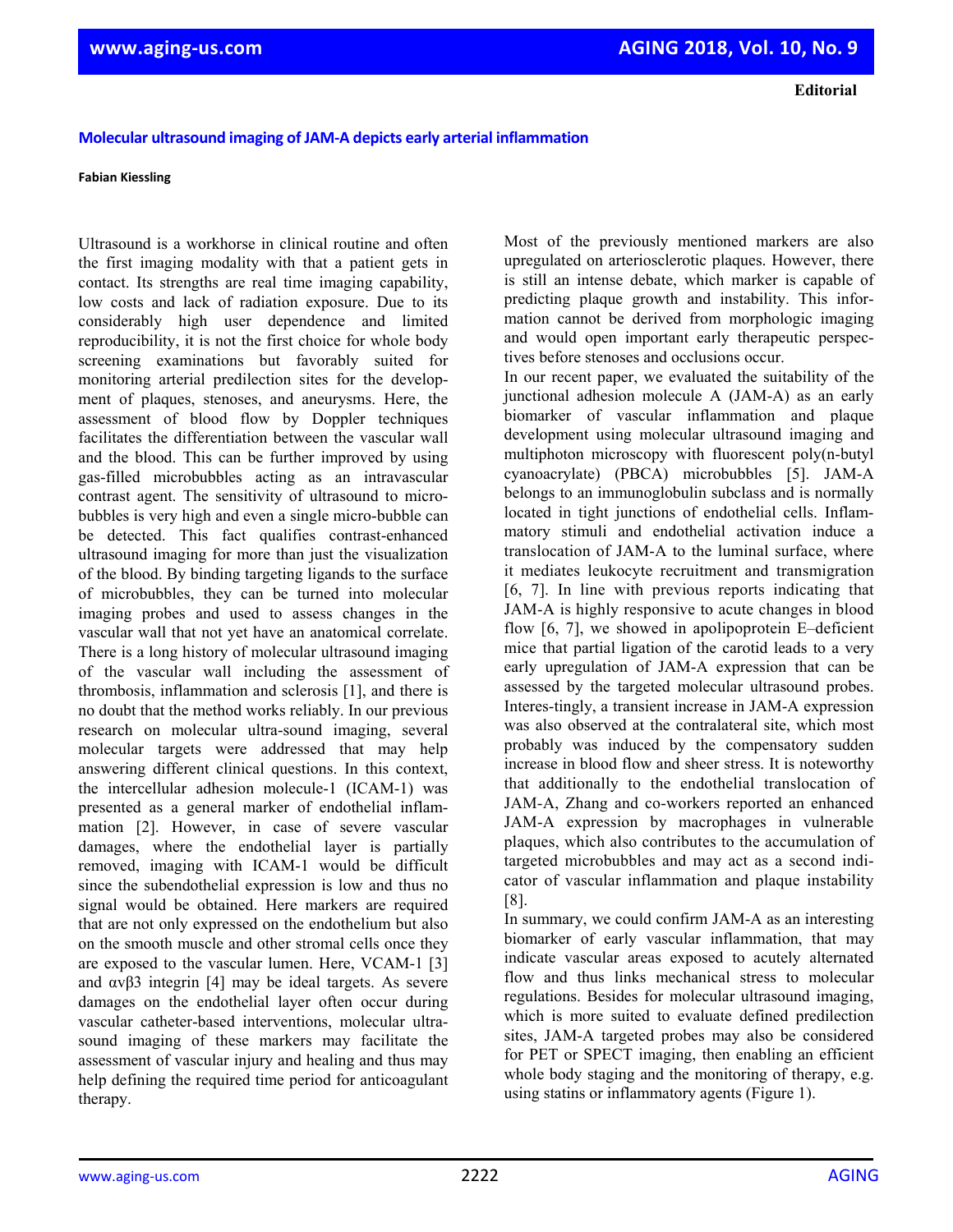**Editorial**

# Molecular ultrasound imaging of JAM-A depicts early arterial inflammation

**Fabian Kiessling**

Ultrasound is a workhorse in clinical routine and often the first imaging modality with that a patient gets in contact. Its strengths are real time imaging capability, low costs and lack of radiation exposure. Due to its considerably high user dependence and limited reproducibility, it is not the first choice for whole body screening examinations but favorably suited for monitoring arterial predilection sites for the development of plaques, stenoses, and aneurysms. Here, the assessment of blood flow by Doppler techniques facilitates the differentiation between the vascular wall and the blood. This can be further improved by using gas-filled microbubbles acting as an intravascular contrast agent. The sensitivity of ultrasound to microbubbles is very high and even a single micro-bubble can be detected. This fact qualifies contrast-enhanced ultrasound imaging for more than just the visualization of the blood. By binding targeting ligands to the surface of microbubbles, they can be turned into molecular imaging probes and used to assess changes in the vascular wall that not yet have an anatomical correlate. There is a long history of molecular ultrasound imaging of the vascular wall including the assessment of thrombosis, inflammation and sclerosis [1], and there is no doubt that the method works reliably. In our previous research on molecular ultra-sound imaging, several molecular targets were addressed that may help answering different clinical questions. In this context, the intercellular adhesion molecule-1 (ICAM-1) was presented as a general marker of endothelial inflammation [2]. However, in case of severe vascular damages, where the endothelial layer is partially removed, imaging with ICAM-1 would be difficult since the subendothelial expression is low and thus no signal would be obtained. Here markers are required that are not only expressed on the endothelium but also on the smooth muscle and other stromal cells once they are exposed to the vascular lumen. Here, VCAM-1 [3] and αvβ3 integrin [4] may be ideal targets. As severe damages on the endothelial layer often occur during vascular catheter-based interventions, molecular ultrasound imaging of these markers may facilitate the assessment of vascular injury and healing and thus may help defining the required time period for anticoagulant therapy.

Most of the previously mentioned markers are also upregulated on arteriosclerotic plaques. However, there is still an intense debate, which marker is capable of predicting plaque growth and instability. This information cannot be derived from morphologic imaging and would open important early therapeutic perspectives before stenoses and occlusions occur.

In our recent paper, we evaluated the suitability of the junctional adhesion molecule A (JAM-A) as an early biomarker of vascular inflammation and plaque development using molecular ultrasound imaging and multiphoton microscopy with fluorescent poly(n-butyl cyanoacrylate) (PBCA) microbubbles [5]. JAM-A belongs to an immunoglobulin subclass and is normally located in tight junctions of endothelial cells. Inflammatory stimuli and endothelial activation induce a translocation of JAM-A to the luminal surface, where it mediates leukocyte recruitment and transmigration [6, 7]. In line with previous reports indicating that JAM-A is highly responsive to acute changes in blood flow [6, 7], we showed in apolipoprotein E–deficient mice that partial ligation of the carotid leads to a very early upregulation of JAM-A expression that can be assessed by the targeted molecular ultrasound probes. Interes-tingly, a transient increase in JAM-A expression was also observed at the contralateral site, which most probably was induced by the compensatory sudden increase in blood flow and sheer stress. It is noteworthy that additionally to the endothelial translocation of JAM-A, Zhang and co-workers reported an enhanced JAM-A expression by macrophages in vulnerable plaques, which also contributes to the accumulation of targeted microbubbles and may act as a second indicator of vascular inflammation and plaque instability [8].

In summary, we could confirm JAM-A as an interesting biomarker of early vascular inflammation, that may indicate vascular areas exposed to acutely alternated flow and thus links mechanical stress to molecular regulations. Besides for molecular ultrasound imaging, which is more suited to evaluate defined predilection sites, JAM-A targeted probes may also be considered for PET or SPECT imaging, then enabling an efficient whole body staging and the monitoring of therapy, e.g. using statins or inflammatory agents (Figure 1).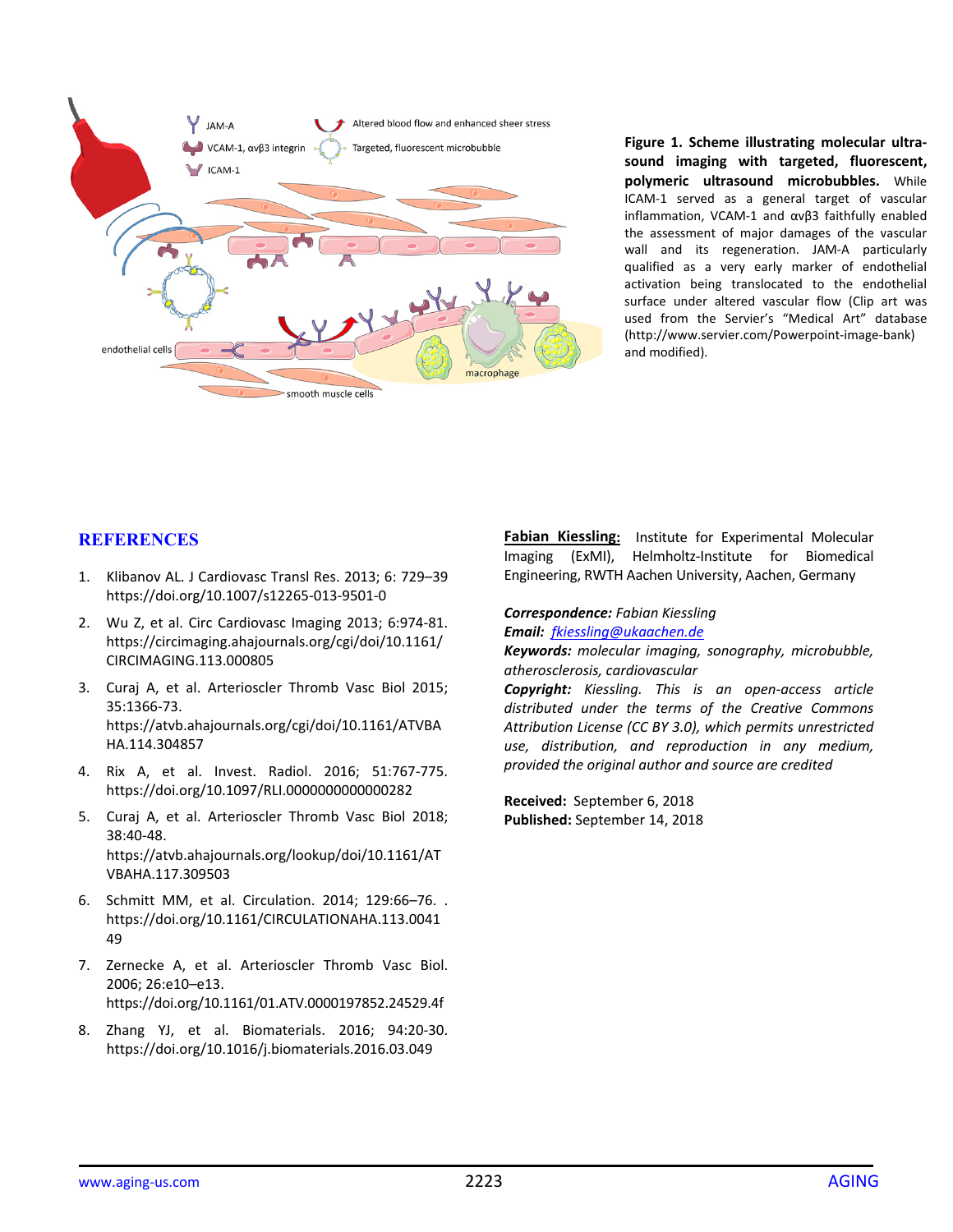endothelial cells

macrophage

smooth muscle cells

JAM-A

VCAM-1, $\alpha v\beta 3$ integrin

ICAM-1

Altered blood flow and enhanced sheer stress

Targeted, fluorescent microbubble

**Figure 1. Scheme illustrating molecular ultrasound imaging with targeted, fluorescent, polymeric ultrasound microbubbles.** While ICAM-1 served as a general target of vascular inflammation, VCAM-1 and $\alpha v\beta 3$ faithfully enabled the assessment of major damages of the vascular wall and its regeneration. JAM-A particularly qualified as a very early marker of endothelial activation being translocated to the endothelial surface under altered vascular flow (Clip art was used from the Servier's "Medical Art" database (http://www.servier.com/Powerpoint-image-bank) and modified).

## REFERENCES

1. Klibanov AL. J Cardiovasc Transl Res. 2013; 6: 729–39 https://doi.org/10.1007/s12265-013-9501-0
2. Wu Z, et al. Circ Cardiovasc Imaging 2013; 6:974-81. https://circimaging.ahajournals.org/cgi/doi/10.1161/CIRCIMAGING.113.000805
3. Curaj A, et al. Arterioscler Thromb Vasc Biol 2015; 35:1366-73. https://atvb.ahajournals.org/cgi/doi/10.1161/ATVBAHA.114.304857
4. Rix A, et al. Invest. Radiol. 2016; 51:767-775. https://doi.org/10.1097/RLI.0000000000000282
5. Curaj A, et al. Arterioscler Thromb Vasc Biol 2018; 38:40-48. https://atvb.ahajournals.org/lookup/doi/10.1161/ATVBAHA.117.309503
6. Schmitt MM, et al. Circulation. 2014; 129:66–76. . https://doi.org/10.1161/CIRCULATIONAHA.113.004149
7. Zernecke A, et al. Arterioscler Thromb Vasc Biol. 2006; 26:e10–e13. https://doi.org/10.1161/01.ATV.0000197852.24529.4f
8. Zhang YJ, et al. Biomaterials. 2016; 94:20-30. https://doi.org/10.1016/j.biomaterials.2016.03.049

**Fabian Kiessling:** Institute for Experimental Molecular Imaging (ExMI), Helmholtz-Institute for Biomedical Engineering, RWTH Aachen University, Aachen, Germany

***Correspondence:*** *Fabian Kiessling*
***Email:*** *fkiessling@ukaachen.de*
***Keywords:*** *molecular imaging, sonography, microbubble, atherosclerosis, cardiovascular*
***Copyright:*** *Kiessling. This is an open-access article distributed under the terms of the Creative Commons Attribution License (CC BY 3.0), which permits unrestricted use, distribution, and reproduction in any medium, provided the original author and source are credited*

**Received:** September 6, 2018
**Published:** September 14, 2018